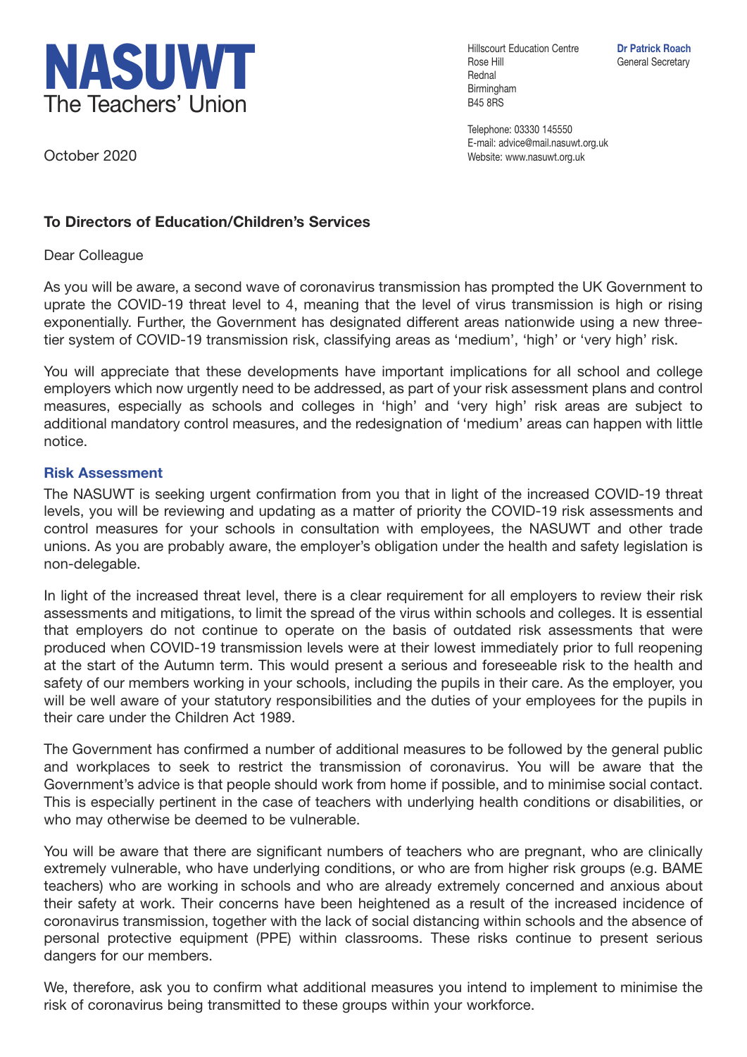**NASUWT**
The Teachers' Union

Hillscourt Education Centre
Rose Hill
Rednal
Birmingham
B45 8RS

**Dr Patrick Roach**
General Secretary

Telephone: 03330 145550
E-mail: advice@mail.nasuwt.org.uk
Website: www.nasuwt.org.uk

October 2020

**To Directors of Education/Children's Services**

Dear Colleague

As you will be aware, a second wave of coronavirus transmission has prompted the UK Government to uprate the COVID-19 threat level to 4, meaning that the level of virus transmission is high or rising exponentially. Further, the Government has designated different areas nationwide using a new three-tier system of COVID-19 transmission risk, classifying areas as 'medium', 'high' or 'very high' risk.

You will appreciate that these developments have important implications for all school and college employers which now urgently need to be addressed, as part of your risk assessment plans and control measures, especially as schools and colleges in 'high' and 'very high' risk areas are subject to additional mandatory control measures, and the redesignation of 'medium' areas can happen with little notice.

### Risk Assessment

The NASUWT is seeking urgent confirmation from you that in light of the increased COVID-19 threat levels, you will be reviewing and updating as a matter of priority the COVID-19 risk assessments and control measures for your schools in consultation with employees, the NASUWT and other trade unions. As you are probably aware, the employer's obligation under the health and safety legislation is non-delegable.

In light of the increased threat level, there is a clear requirement for all employers to review their risk assessments and mitigations, to limit the spread of the virus within schools and colleges. It is essential that employers do not continue to operate on the basis of outdated risk assessments that were produced when COVID-19 transmission levels were at their lowest immediately prior to full reopening at the start of the Autumn term. This would present a serious and foreseeable risk to the health and safety of our members working in your schools, including the pupils in their care. As the employer, you will be well aware of your statutory responsibilities and the duties of your employees for the pupils in their care under the Children Act 1989.

The Government has confirmed a number of additional measures to be followed by the general public and workplaces to seek to restrict the transmission of coronavirus. You will be aware that the Government's advice is that people should work from home if possible, and to minimise social contact. This is especially pertinent in the case of teachers with underlying health conditions or disabilities, or who may otherwise be deemed to be vulnerable.

You will be aware that there are significant numbers of teachers who are pregnant, who are clinically extremely vulnerable, who have underlying conditions, or who are from higher risk groups (e.g. BAME teachers) who are working in schools and who are already extremely concerned and anxious about their safety at work. Their concerns have been heightened as a result of the increased incidence of coronavirus transmission, together with the lack of social distancing within schools and the absence of personal protective equipment (PPE) within classrooms. These risks continue to present serious dangers for our members.

We, therefore, ask you to confirm what additional measures you intend to implement to minimise the risk of coronavirus being transmitted to these groups within your workforce.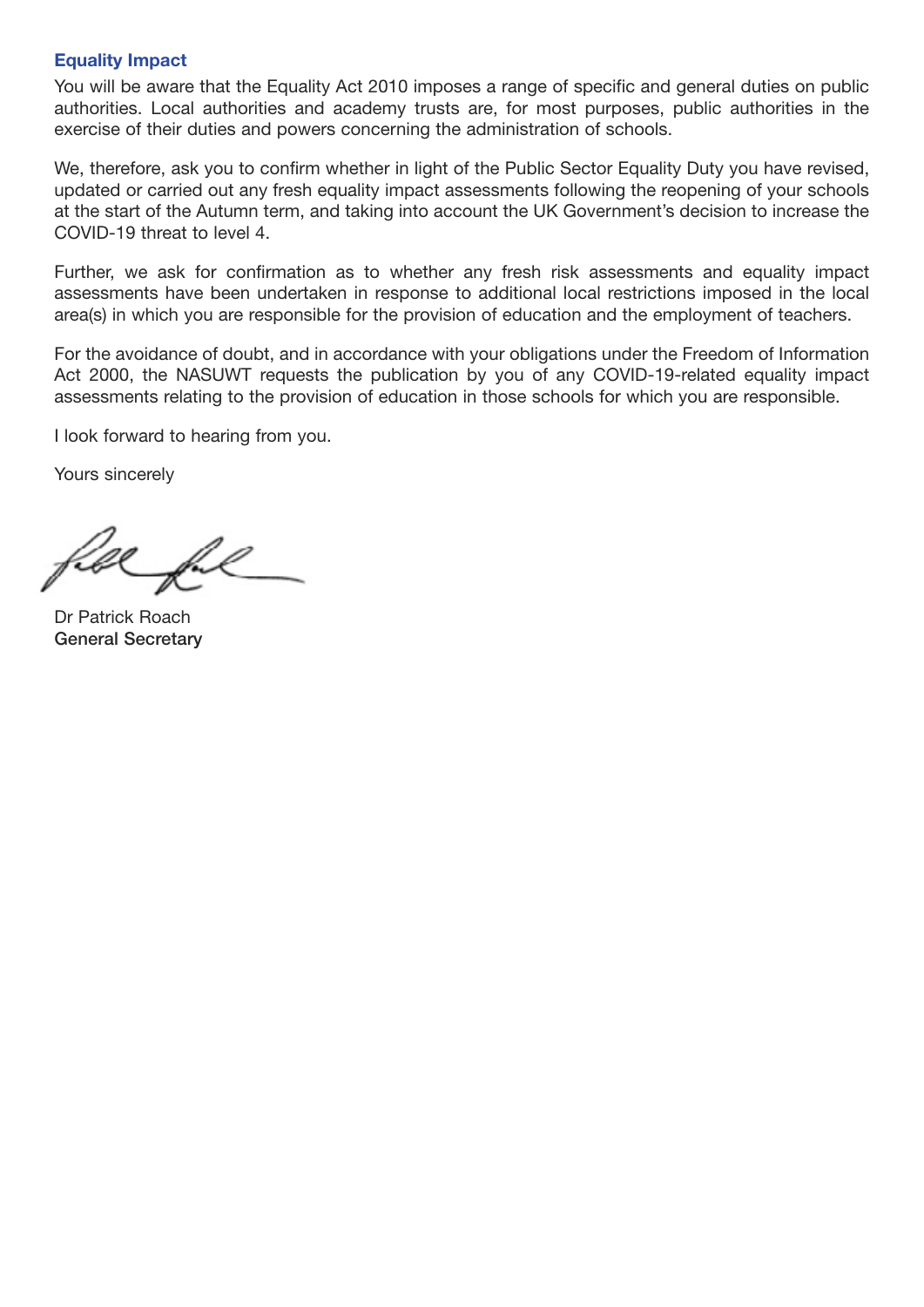### Equality Impact

You will be aware that the Equality Act 2010 imposes a range of specific and general duties on public authorities. Local authorities and academy trusts are, for most purposes, public authorities in the exercise of their duties and powers concerning the administration of schools.

We, therefore, ask you to confirm whether in light of the Public Sector Equality Duty you have revised, updated or carried out any fresh equality impact assessments following the reopening of your schools at the start of the Autumn term, and taking into account the UK Government's decision to increase the COVID-19 threat to level 4.

Further, we ask for confirmation as to whether any fresh risk assessments and equality impact assessments have been undertaken in response to additional local restrictions imposed in the local area(s) in which you are responsible for the provision of education and the employment of teachers.

For the avoidance of doubt, and in accordance with your obligations under the Freedom of Information Act 2000, the NASUWT requests the publication by you of any COVID-19-related equality impact assessments relating to the provision of education in those schools for which you are responsible.

I look forward to hearing from you.

Yours sincerely

Dr Patrick Roach
**General Secretary**